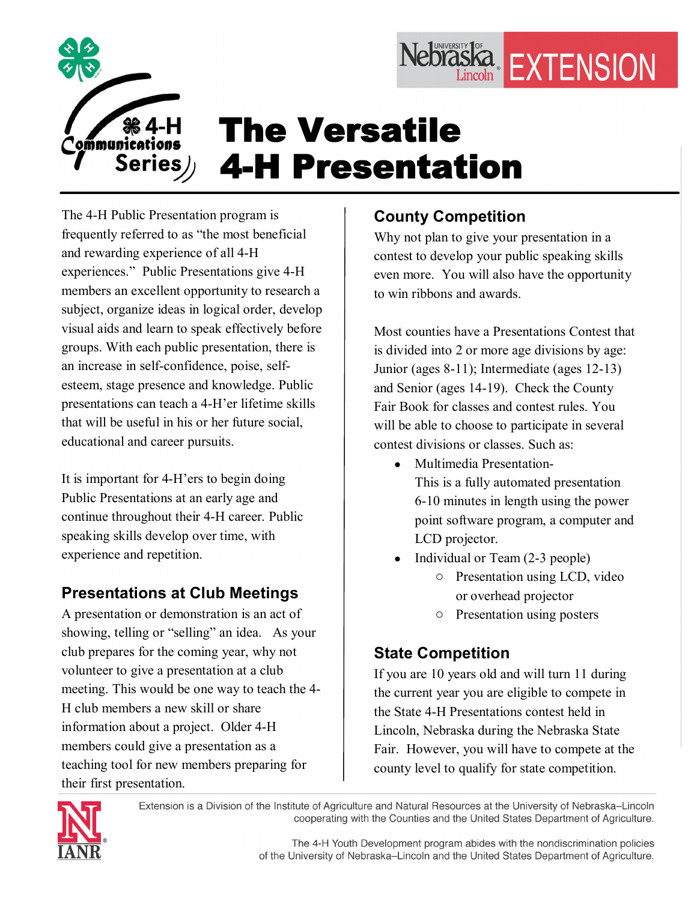# The Versatile 4-H Presentation

The 4-H Public Presentation program is frequently referred to as "the most beneficial and rewarding experience of all 4-H experiences." Public Presentations give 4-H members an excellent opportunity to research a subject, organize ideas in logical order, develop visual aids and learn to speak effectively before groups. With each public presentation, there is an increase in self-confidence, poise, self-esteem, stage presence and knowledge. Public presentations can teach a 4-H'er lifetime skills that will be useful in his or her future social, educational and career pursuits.

It is important for 4-H'ers to begin doing Public Presentations at an early age and continue throughout their 4-H career. Public speaking skills develop over time, with experience and repetition.

## Presentations at Club Meetings

A presentation or demonstration is an act of showing, telling or "selling" an idea. As your club prepares for the coming year, why not volunteer to give a presentation at a club meeting. This would be one way to teach the 4-H club members a new skill or share information about a project. Older 4-H members could give a presentation as a teaching tool for new members preparing for their first presentation.

## County Competition

Why not plan to give your presentation in a contest to develop your public speaking skills even more. You will also have the opportunity to win ribbons and awards.

Most counties have a Presentations Contest that is divided into 2 or more age divisions by age: Junior (ages 8-11); Intermediate (ages 12-13) and Senior (ages 14-19). Check the County Fair Book for classes and contest rules. You will be able to choose to participate in several contest divisions or classes. Such as:

- Multimedia Presentation-
  This is a fully automated presentation 6-10 minutes in length using the power point software program, a computer and LCD projector.
- Individual or Team (2-3 people)
  - Presentation using LCD, video or overhead projector
  - Presentation using posters

## State Competition

If you are 10 years old and will turn 11 during the current year you are eligible to compete in the State 4-H Presentations contest held in Lincoln, Nebraska during the Nebraska State Fair. However, you will have to compete at the county level to qualify for state competition.

Extension is a Division of the Institute of Agriculture and Natural Resources at the University of Nebraska–Lincoln cooperating with the Counties and the United States Department of Agriculture.

The 4-H Youth Development program abides with the nondiscrimination policies of the University of Nebraska–Lincoln and the United States Department of Agriculture.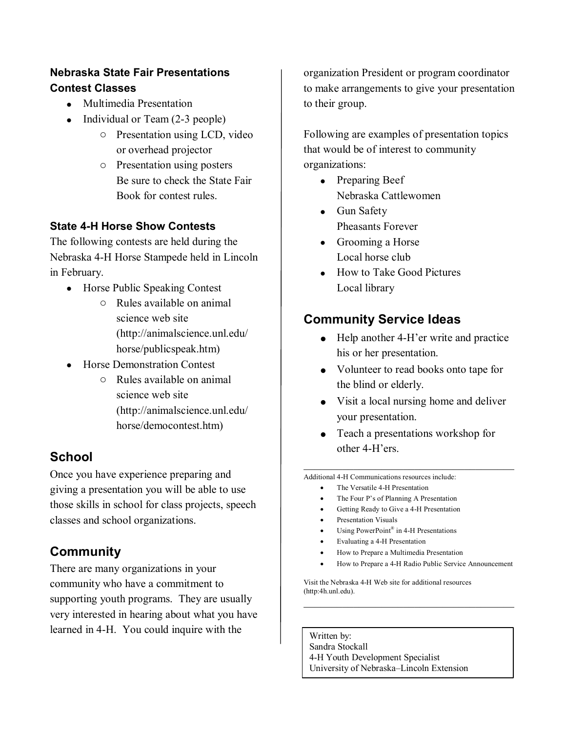**Nebraska State Fair Presentations Contest Classes**

- Multimedia Presentation
- Individual or Team (2-3 people)
  - Presentation using LCD, video or overhead projector
  - Presentation using posters
    Be sure to check the State Fair Book for contest rules.

**State 4-H Horse Show Contests**

The following contests are held during the Nebraska 4-H Horse Stampede held in Lincoln in February.

- Horse Public Speaking Contest
  - Rules available on animal science web site (http://animalscience.unl.edu/horse/publicspeak.htm)
- Horse Demonstration Contest
  - Rules available on animal science web site (http://animalscience.unl.edu/horse/democontest.htm)

## School

Once you have experience preparing and giving a presentation you will be able to use those skills in school for class projects, speech classes and school organizations.

## Community

There are many organizations in your community who have a commitment to supporting youth programs. They are usually very interested in hearing about what you have learned in 4-H. You could inquire with the organization President or program coordinator to make arrangements to give your presentation to their group.

Following are examples of presentation topics that would be of interest to community organizations:

- Preparing Beef
  Nebraska Cattlewomen
- Gun Safety
  Pheasants Forever
- Grooming a Horse
  Local horse club
- How to Take Good Pictures
  Local library

## Community Service Ideas

- Help another 4-H'er write and practice his or her presentation.
- Volunteer to read books onto tape for the blind or elderly.
- Visit a local nursing home and deliver your presentation.
- Teach a presentations workshop for other 4-H'ers.

---

Additional 4-H Communications resources include:

- The Versatile 4-H Presentation
- The Four P's of Planning A Presentation
- Getting Ready to Give a 4-H Presentation
- Presentation Visuals
- Using PowerPoint® in 4-H Presentations
- Evaluating a 4-H Presentation
- How to Prepare a Multimedia Presentation
- How to Prepare a 4-H Radio Public Service Announcement

Visit the Nebraska 4-H Web site for additional resources (http:4h.unl.edu).

---

Written by:
Sandra Stockall
4-H Youth Development Specialist
University of Nebraska–Lincoln Extension